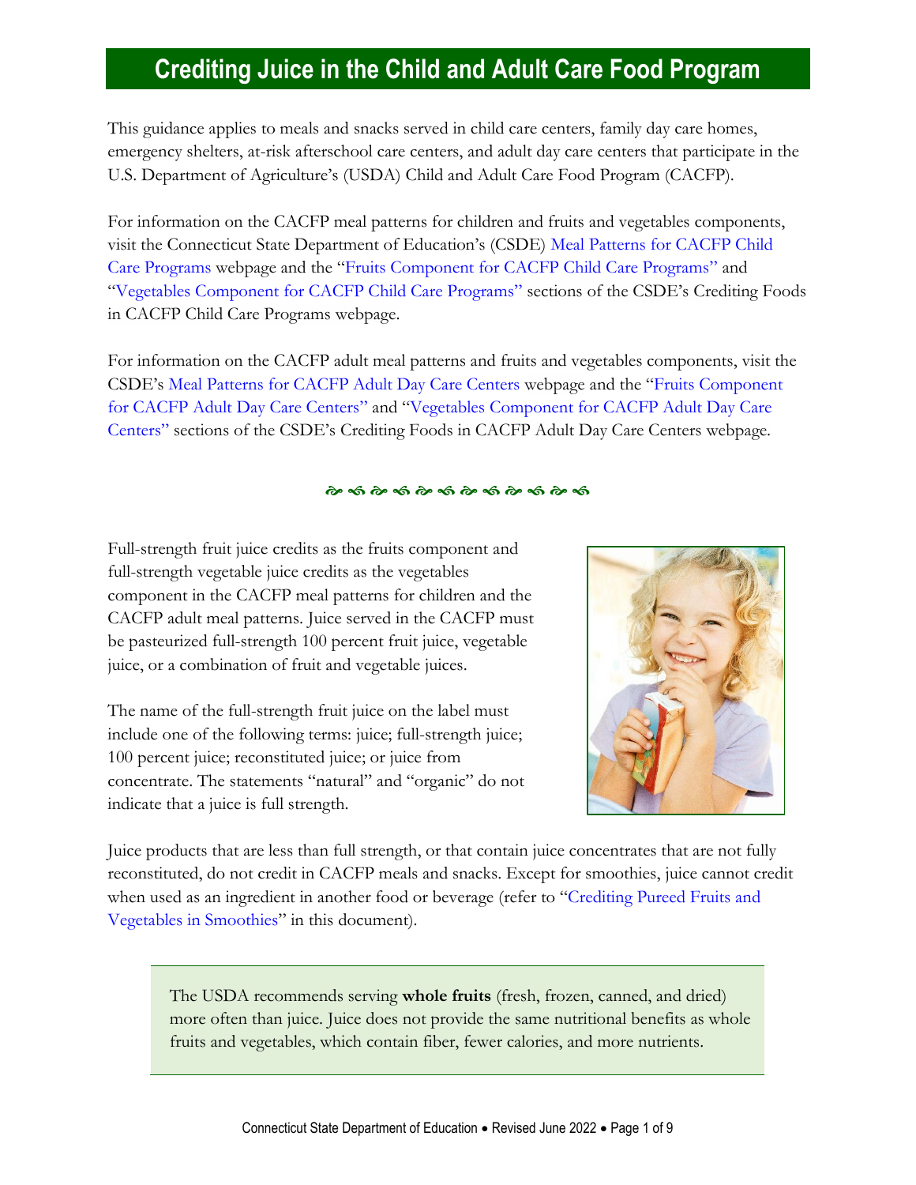# Crediting Juice in the Child and Adult Care Food Program

This guidance applies to meals and snacks served in child care centers, family day care homes, emergency shelters, at-risk afterschool care centers, and adult day care centers that participate in the U.S. Department of Agriculture's (USDA) Child and Adult Care Food Program (CACFP).

For information on the CACFP meal patterns for children and fruits and vegetables components, visit the Connecticut State Department of Education's (CSDE) Meal Patterns for CACFP Child Care Programs webpage and the "Fruits Component for CACFP Child Care Programs" and "Vegetables Component for CACFP Child Care Programs" sections of the CSDE's Crediting Foods in CACFP Child Care Programs webpage.

For information on the CACFP adult meal patterns and fruits and vegetables components, visit the CSDE's Meal Patterns for CACFP Adult Day Care Centers webpage and the "Fruits Component for CACFP Adult Day Care Centers" and "Vegetables Component for CACFP Adult Day Care Centers" sections of the CSDE's Crediting Foods in CACFP Adult Day Care Centers webpage.

Full-strength fruit juice credits as the fruits component and full-strength vegetable juice credits as the vegetables component in the CACFP meal patterns for children and the CACFP adult meal patterns. Juice served in the CACFP must be pasteurized full-strength 100 percent fruit juice, vegetable juice, or a combination of fruit and vegetable juices.

The name of the full-strength fruit juice on the label must include one of the following terms: juice; full-strength juice; 100 percent juice; reconstituted juice; or juice from concentrate. The statements "natural" and "organic" do not indicate that a juice is full strength.

Juice products that are less than full strength, or that contain juice concentrates that are not fully reconstituted, do not credit in CACFP meals and snacks. Except for smoothies, juice cannot credit when used as an ingredient in another food or beverage (refer to "Crediting Pureed Fruits and Vegetables in Smoothies" in this document).

> The USDA recommends serving **whole fruits** (fresh, frozen, canned, and dried) more often than juice. Juice does not provide the same nutritional benefits as whole fruits and vegetables, which contain fiber, fewer calories, and more nutrients.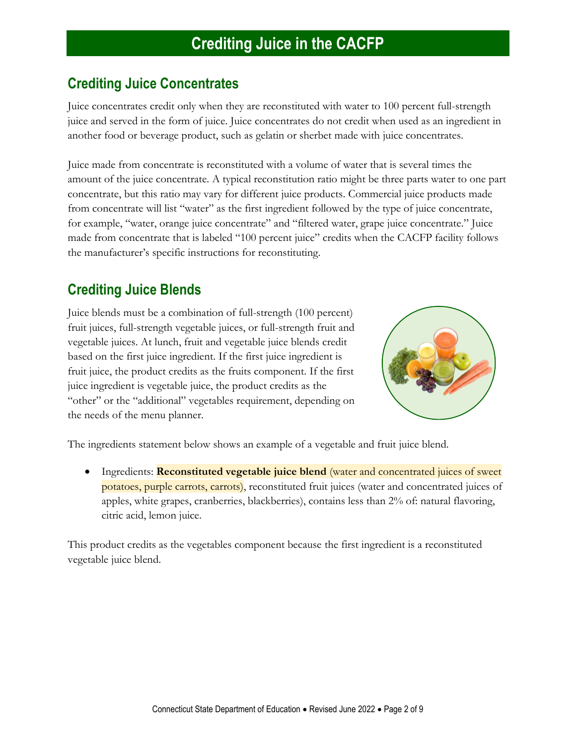# Crediting Juice in the CACFP

## Crediting Juice Concentrates

Juice concentrates credit only when they are reconstituted with water to 100 percent full-strength juice and served in the form of juice. Juice concentrates do not credit when used as an ingredient in another food or beverage product, such as gelatin or sherbet made with juice concentrates.

Juice made from concentrate is reconstituted with a volume of water that is several times the amount of the juice concentrate. A typical reconstitution ratio might be three parts water to one part concentrate, but this ratio may vary for different juice products. Commercial juice products made from concentrate will list "water" as the first ingredient followed by the type of juice concentrate, for example, "water, orange juice concentrate" and "filtered water, grape juice concentrate." Juice made from concentrate that is labeled "100 percent juice" credits when the CACFP facility follows the manufacturer's specific instructions for reconstituting.

## Crediting Juice Blends

Juice blends must be a combination of full-strength (100 percent) fruit juices, full-strength vegetable juices, or full-strength fruit and vegetable juices. At lunch, fruit and vegetable juice blends credit based on the first juice ingredient. If the first juice ingredient is fruit juice, the product credits as the fruits component. If the first juice ingredient is vegetable juice, the product credits as the "other" or the "additional" vegetables requirement, depending on the needs of the menu planner.

The ingredients statement below shows an example of a vegetable and fruit juice blend.

- Ingredients: **Reconstituted vegetable juice blend** (water and concentrated juices of sweet potatoes, purple carrots, carrots), reconstituted fruit juices (water and concentrated juices of apples, white grapes, cranberries, blackberries), contains less than 2% of: natural flavoring, citric acid, lemon juice.

This product credits as the vegetables component because the first ingredient is a reconstituted vegetable juice blend.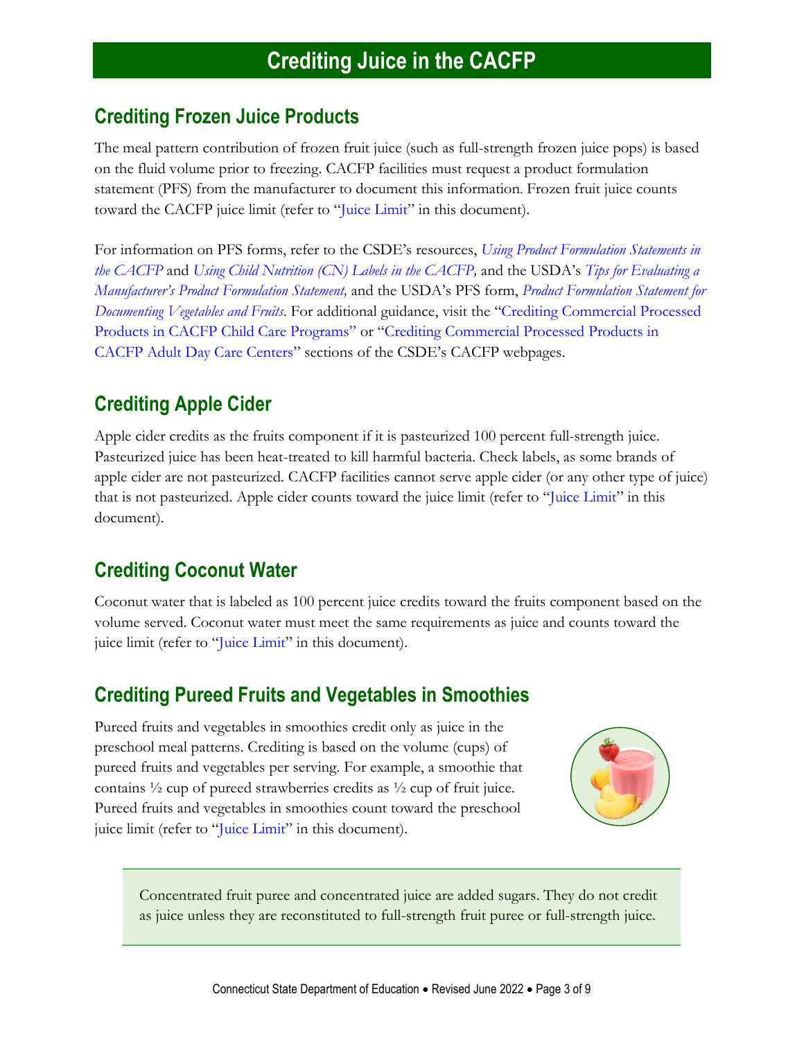# Crediting Juice in the CACFP

## Crediting Frozen Juice Products

The meal pattern contribution of frozen fruit juice (such as full-strength frozen juice pops) is based on the fluid volume prior to freezing. CACFP facilities must request a product formulation statement (PFS) from the manufacturer to document this information. Frozen fruit juice counts toward the CACFP juice limit (refer to "Juice Limit" in this document).

For information on PFS forms, refer to the CSDE's resources, *Using Product Formulation Statements in the CACFP* and *Using Child Nutrition (CN) Labels in the CACFP,* and the USDA's *Tips for Evaluating a Manufacturer's Product Formulation Statement,* and the USDA's PFS form, *Product Formulation Statement for Documenting Vegetables and Fruits*. For additional guidance, visit the "Crediting Commercial Processed Products in CACFP Child Care Programs" or "Crediting Commercial Processed Products in CACFP Adult Day Care Centers" sections of the CSDE's CACFP webpages.

## Crediting Apple Cider

Apple cider credits as the fruits component if it is pasteurized 100 percent full-strength juice. Pasteurized juice has been heat-treated to kill harmful bacteria. Check labels, as some brands of apple cider are not pasteurized. CACFP facilities cannot serve apple cider (or any other type of juice) that is not pasteurized. Apple cider counts toward the juice limit (refer to "Juice Limit" in this document).

## Crediting Coconut Water

Coconut water that is labeled as 100 percent juice credits toward the fruits component based on the volume served. Coconut water must meet the same requirements as juice and counts toward the juice limit (refer to "Juice Limit" in this document).

## Crediting Pureed Fruits and Vegetables in Smoothies

Pureed fruits and vegetables in smoothies credit only as juice in the preschool meal patterns. Crediting is based on the volume (cups) of pureed fruits and vegetables per serving. For example, a smoothie that contains ½ cup of pureed strawberries credits as ½ cup of fruit juice. Pureed fruits and vegetables in smoothies count toward the preschool juice limit (refer to "Juice Limit" in this document).

> Concentrated fruit puree and concentrated juice are added sugars. They do not credit as juice unless they are reconstituted to full-strength fruit puree or full-strength juice.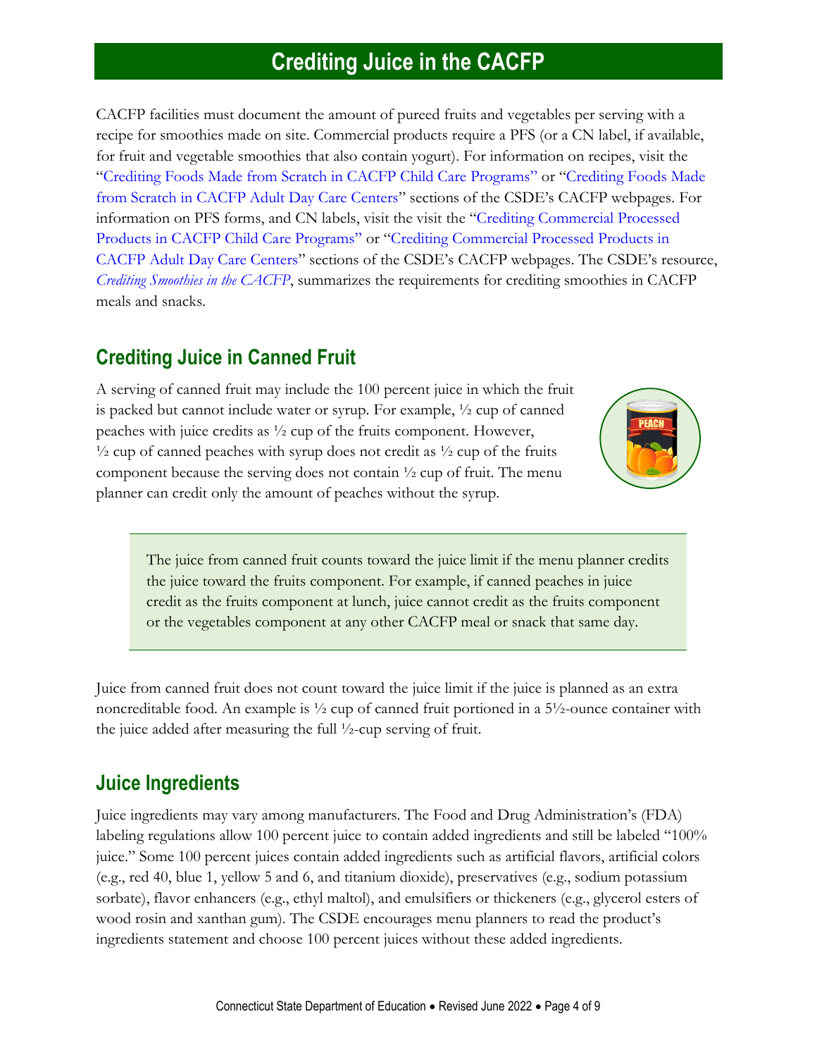# Crediting Juice in the CACFP

CACFP facilities must document the amount of pureed fruits and vegetables per serving with a recipe for smoothies made on site. Commercial products require a PFS (or a CN label, if available, for fruit and vegetable smoothies that also contain yogurt). For information on recipes, visit the "Crediting Foods Made from Scratch in CACFP Child Care Programs" or "Crediting Foods Made from Scratch in CACFP Adult Day Care Centers" sections of the CSDE's CACFP webpages. For information on PFS forms, and CN labels, visit the visit the "Crediting Commercial Processed Products in CACFP Child Care Programs" or "Crediting Commercial Processed Products in CACFP Adult Day Care Centers" sections of the CSDE's CACFP webpages. The CSDE's resource, *Crediting Smoothies in the CACFP*, summarizes the requirements for crediting smoothies in CACFP meals and snacks.

## Crediting Juice in Canned Fruit

A serving of canned fruit may include the 100 percent juice in which the fruit is packed but cannot include water or syrup. For example, ½ cup of canned peaches with juice credits as ½ cup of the fruits component. However, ½ cup of canned peaches with syrup does not credit as ½ cup of the fruits component because the serving does not contain ½ cup of fruit. The menu planner can credit only the amount of peaches without the syrup.

> The juice from canned fruit counts toward the juice limit if the menu planner credits the juice toward the fruits component. For example, if canned peaches in juice credit as the fruits component at lunch, juice cannot credit as the fruits component or the vegetables component at any other CACFP meal or snack that same day.

Juice from canned fruit does not count toward the juice limit if the juice is planned as an extra noncreditable food. An example is ½ cup of canned fruit portioned in a 5½-ounce container with the juice added after measuring the full ½-cup serving of fruit.

## Juice Ingredients

Juice ingredients may vary among manufacturers. The Food and Drug Administration's (FDA) labeling regulations allow 100 percent juice to contain added ingredients and still be labeled "100% juice." Some 100 percent juices contain added ingredients such as artificial flavors, artificial colors (e.g., red 40, blue 1, yellow 5 and 6, and titanium dioxide), preservatives (e.g., sodium potassium sorbate), flavor enhancers (e.g., ethyl maltol), and emulsifiers or thickeners (e.g., glycerol esters of wood rosin and xanthan gum). The CSDE encourages menu planners to read the product's ingredients statement and choose 100 percent juices without these added ingredients.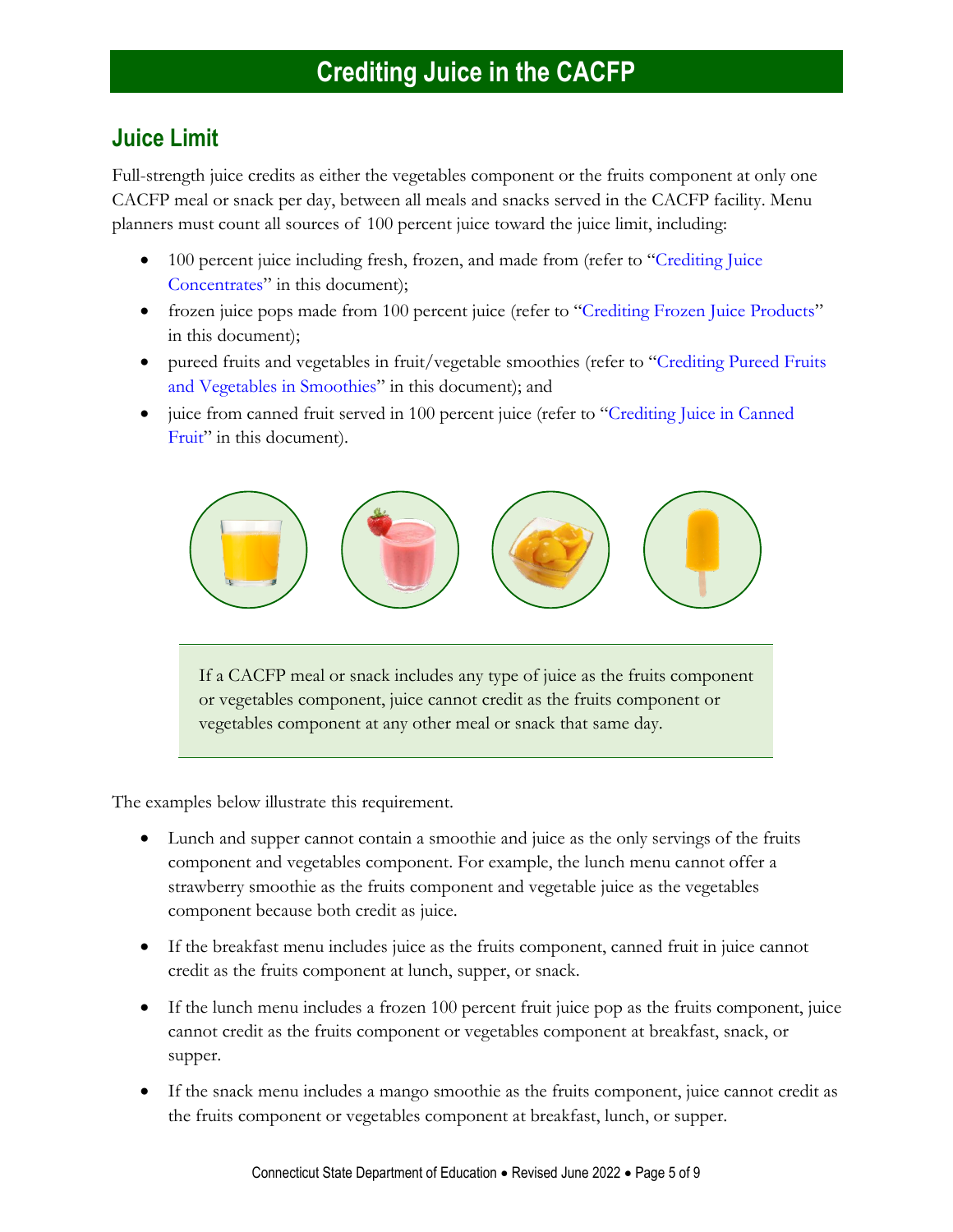# Crediting Juice in the CACFP

## Juice Limit

Full-strength juice credits as either the vegetables component or the fruits component at only one CACFP meal or snack per day, between all meals and snacks served in the CACFP facility. Menu planners must count all sources of 100 percent juice toward the juice limit, including:

- 100 percent juice including fresh, frozen, and made from (refer to "Crediting Juice Concentrates" in this document);
- frozen juice pops made from 100 percent juice (refer to "Crediting Frozen Juice Products" in this document);
- pureed fruits and vegetables in fruit/vegetable smoothies (refer to "Crediting Pureed Fruits and Vegetables in Smoothies" in this document); and
- juice from canned fruit served in 100 percent juice (refer to "Crediting Juice in Canned Fruit" in this document).

> If a CACFP meal or snack includes any type of juice as the fruits component or vegetables component, juice cannot credit as the fruits component or vegetables component at any other meal or snack that same day.

The examples below illustrate this requirement.

- Lunch and supper cannot contain a smoothie and juice as the only servings of the fruits component and vegetables component. For example, the lunch menu cannot offer a strawberry smoothie as the fruits component and vegetable juice as the vegetables component because both credit as juice.
- If the breakfast menu includes juice as the fruits component, canned fruit in juice cannot credit as the fruits component at lunch, supper, or snack.
- If the lunch menu includes a frozen 100 percent fruit juice pop as the fruits component, juice cannot credit as the fruits component or vegetables component at breakfast, snack, or supper.
- If the snack menu includes a mango smoothie as the fruits component, juice cannot credit as the fruits component or vegetables component at breakfast, lunch, or supper.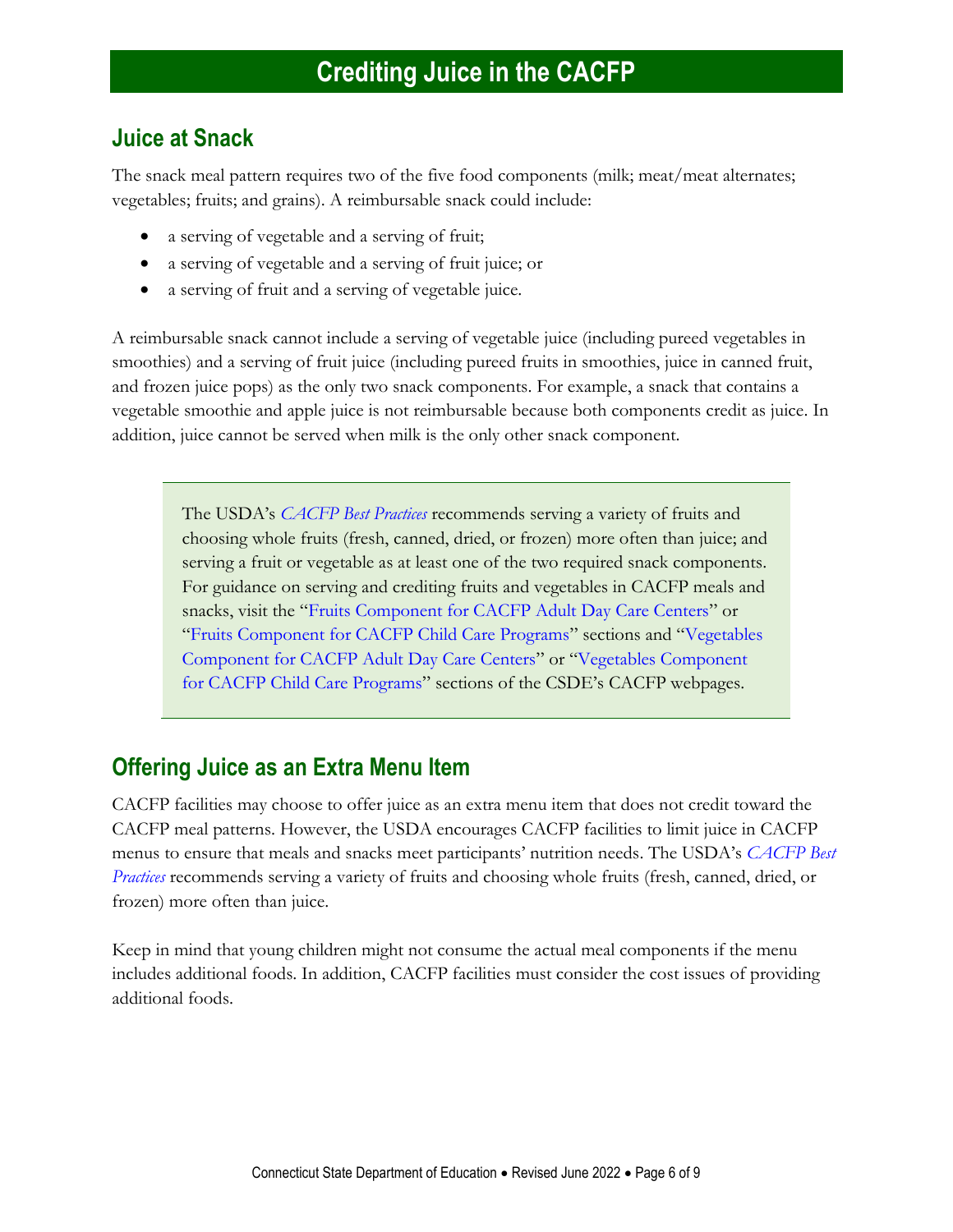# Crediting Juice in the CACFP

## Juice at Snack

The snack meal pattern requires two of the five food components (milk; meat/meat alternates; vegetables; fruits; and grains). A reimbursable snack could include:

- a serving of vegetable and a serving of fruit;
- a serving of vegetable and a serving of fruit juice; or
- a serving of fruit and a serving of vegetable juice.

A reimbursable snack cannot include a serving of vegetable juice (including pureed vegetables in smoothies) and a serving of fruit juice (including pureed fruits in smoothies, juice in canned fruit, and frozen juice pops) as the only two snack components. For example, a snack that contains a vegetable smoothie and apple juice is not reimbursable because both components credit as juice. In addition, juice cannot be served when milk is the only other snack component.

> The USDA's *CACFP Best Practices* recommends serving a variety of fruits and choosing whole fruits (fresh, canned, dried, or frozen) more often than juice; and serving a fruit or vegetable as at least one of the two required snack components. For guidance on serving and crediting fruits and vegetables in CACFP meals and snacks, visit the "Fruits Component for CACFP Adult Day Care Centers" or "Fruits Component for CACFP Child Care Programs" sections and "Vegetables Component for CACFP Adult Day Care Centers" or "Vegetables Component for CACFP Child Care Programs" sections of the CSDE's CACFP webpages.

## Offering Juice as an Extra Menu Item

CACFP facilities may choose to offer juice as an extra menu item that does not credit toward the CACFP meal patterns. However, the USDA encourages CACFP facilities to limit juice in CACFP menus to ensure that meals and snacks meet participants' nutrition needs. The USDA's *CACFP Best Practices* recommends serving a variety of fruits and choosing whole fruits (fresh, canned, dried, or frozen) more often than juice.

Keep in mind that young children might not consume the actual meal components if the menu includes additional foods. In addition, CACFP facilities must consider the cost issues of providing additional foods.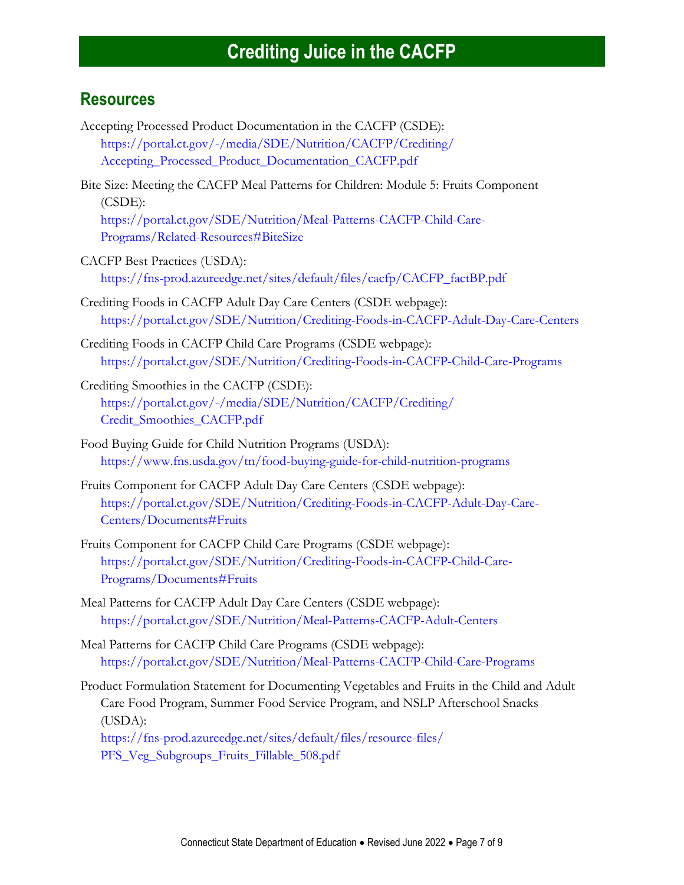# Crediting Juice in the CACFP

## Resources

Accepting Processed Product Documentation in the CACFP (CSDE):
https://portal.ct.gov/-/media/SDE/Nutrition/CACFP/Crediting/Accepting_Processed_Product_Documentation_CACFP.pdf

Bite Size: Meeting the CACFP Meal Patterns for Children: Module 5: Fruits Component (CSDE):
https://portal.ct.gov/SDE/Nutrition/Meal-Patterns-CACFP-Child-Care-Programs/Related-Resources#BiteSize

CACFP Best Practices (USDA):
https://fns-prod.azureedge.net/sites/default/files/cacfp/CACFP_factBP.pdf

Crediting Foods in CACFP Adult Day Care Centers (CSDE webpage):
https://portal.ct.gov/SDE/Nutrition/Crediting-Foods-in-CACFP-Adult-Day-Care-Centers

Crediting Foods in CACFP Child Care Programs (CSDE webpage):
https://portal.ct.gov/SDE/Nutrition/Crediting-Foods-in-CACFP-Child-Care-Programs

Crediting Smoothies in the CACFP (CSDE):
https://portal.ct.gov/-/media/SDE/Nutrition/CACFP/Crediting/Credit_Smoothies_CACFP.pdf

Food Buying Guide for Child Nutrition Programs (USDA):
https://www.fns.usda.gov/tn/food-buying-guide-for-child-nutrition-programs

Fruits Component for CACFP Adult Day Care Centers (CSDE webpage):
https://portal.ct.gov/SDE/Nutrition/Crediting-Foods-in-CACFP-Adult-Day-Care-Centers/Documents#Fruits

Fruits Component for CACFP Child Care Programs (CSDE webpage):
https://portal.ct.gov/SDE/Nutrition/Crediting-Foods-in-CACFP-Child-Care-Programs/Documents#Fruits

Meal Patterns for CACFP Adult Day Care Centers (CSDE webpage):
https://portal.ct.gov/SDE/Nutrition/Meal-Patterns-CACFP-Adult-Centers

Meal Patterns for CACFP Child Care Programs (CSDE webpage):
https://portal.ct.gov/SDE/Nutrition/Meal-Patterns-CACFP-Child-Care-Programs

Product Formulation Statement for Documenting Vegetables and Fruits in the Child and Adult Care Food Program, Summer Food Service Program, and NSLP Afterschool Snacks (USDA):
https://fns-prod.azureedge.net/sites/default/files/resource-files/PFS_Veg_Subgroups_Fruits_Fillable_508.pdf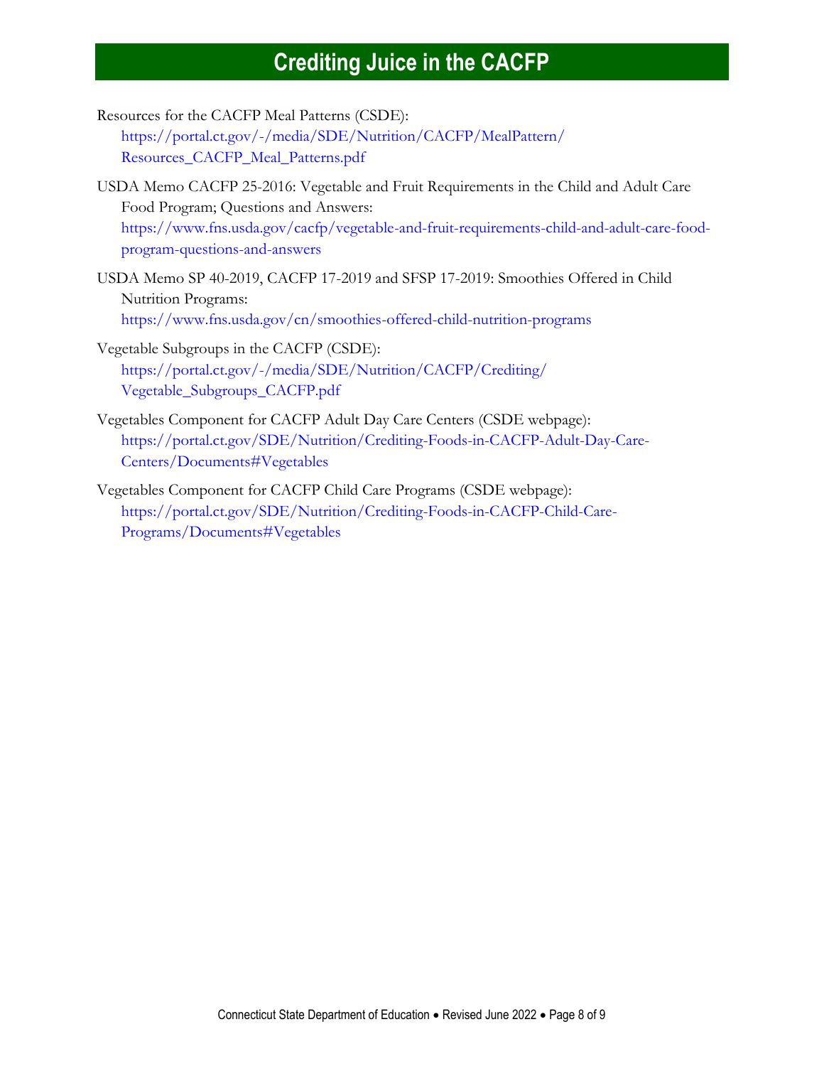Resources for the CACFP Meal Patterns (CSDE):
https://portal.ct.gov/-/media/SDE/Nutrition/CACFP/MealPattern/Resources_CACFP_Meal_Patterns.pdf

USDA Memo CACFP 25-2016: Vegetable and Fruit Requirements in the Child and Adult Care Food Program; Questions and Answers:
https://www.fns.usda.gov/cacfp/vegetable-and-fruit-requirements-child-and-adult-care-food-program-questions-and-answers

USDA Memo SP 40-2019, CACFP 17-2019 and SFSP 17-2019: Smoothies Offered in Child Nutrition Programs:
https://www.fns.usda.gov/cn/smoothies-offered-child-nutrition-programs

Vegetable Subgroups in the CACFP (CSDE):
https://portal.ct.gov/-/media/SDE/Nutrition/CACFP/Crediting/Vegetable_Subgroups_CACFP.pdf

Vegetables Component for CACFP Adult Day Care Centers (CSDE webpage):
https://portal.ct.gov/SDE/Nutrition/Crediting-Foods-in-CACFP-Adult-Day-Care-Centers/Documents#Vegetables

Vegetables Component for CACFP Child Care Programs (CSDE webpage):
https://portal.ct.gov/SDE/Nutrition/Crediting-Foods-in-CACFP-Child-Care-Programs/Documents#Vegetables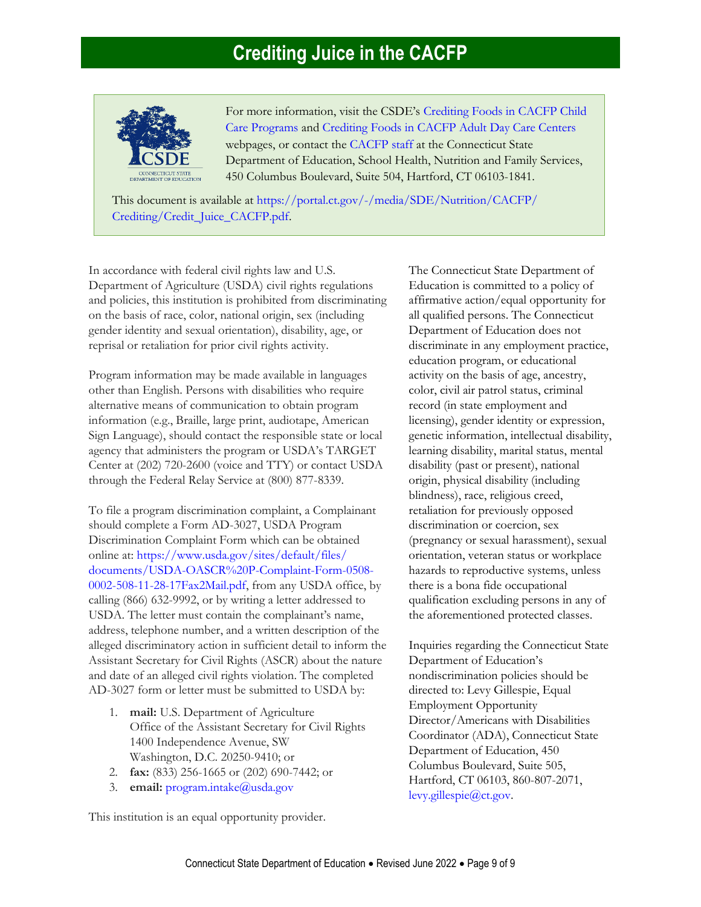# Crediting Juice in the CACFP

For more information, visit the CSDE's Crediting Foods in CACFP Child Care Programs and Crediting Foods in CACFP Adult Day Care Centers webpages, or contact the CACFP staff at the Connecticut State Department of Education, School Health, Nutrition and Family Services, 450 Columbus Boulevard, Suite 504, Hartford, CT 06103-1841.

This document is available at https://portal.ct.gov/-/media/SDE/Nutrition/CACFP/Crediting/Credit_Juice_CACFP.pdf.

In accordance with federal civil rights law and U.S. Department of Agriculture (USDA) civil rights regulations and policies, this institution is prohibited from discriminating on the basis of race, color, national origin, sex (including gender identity and sexual orientation), disability, age, or reprisal or retaliation for prior civil rights activity.

Program information may be made available in languages other than English. Persons with disabilities who require alternative means of communication to obtain program information (e.g., Braille, large print, audiotape, American Sign Language), should contact the responsible state or local agency that administers the program or USDA's TARGET Center at (202) 720-2600 (voice and TTY) or contact USDA through the Federal Relay Service at (800) 877-8339.

To file a program discrimination complaint, a Complainant should complete a Form AD-3027, USDA Program Discrimination Complaint Form which can be obtained online at: https://www.usda.gov/sites/default/files/documents/USDA-OASCR%20P-Complaint-Form-0508-0002-508-11-28-17Fax2Mail.pdf, from any USDA office, by calling (866) 632-9992, or by writing a letter addressed to USDA. The letter must contain the complainant's name, address, telephone number, and a written description of the alleged discriminatory action in sufficient detail to inform the Assistant Secretary for Civil Rights (ASCR) about the nature and date of an alleged civil rights violation. The completed AD-3027 form or letter must be submitted to USDA by:

1. **mail:** U.S. Department of Agriculture
   Office of the Assistant Secretary for Civil Rights
   1400 Independence Avenue, SW
   Washington, D.C. 20250-9410; or
2. **fax:** (833) 256-1665 or (202) 690-7442; or
3. **email:** program.intake@usda.gov

This institution is an equal opportunity provider.

The Connecticut State Department of Education is committed to a policy of affirmative action/equal opportunity for all qualified persons. The Connecticut Department of Education does not discriminate in any employment practice, education program, or educational activity on the basis of age, ancestry, color, civil air patrol status, criminal record (in state employment and licensing), gender identity or expression, genetic information, intellectual disability, learning disability, marital status, mental disability (past or present), national origin, physical disability (including blindness), race, religious creed, retaliation for previously opposed discrimination or coercion, sex (pregnancy or sexual harassment), sexual orientation, veteran status or workplace hazards to reproductive systems, unless there is a bona fide occupational qualification excluding persons in any of the aforementioned protected classes.

Inquiries regarding the Connecticut State Department of Education's nondiscrimination policies should be directed to: Levy Gillespie, Equal Employment Opportunity Director/Americans with Disabilities Coordinator (ADA), Connecticut State Department of Education, 450 Columbus Boulevard, Suite 505, Hartford, CT 06103, 860-807-2071, levy.gillespie@ct.gov.